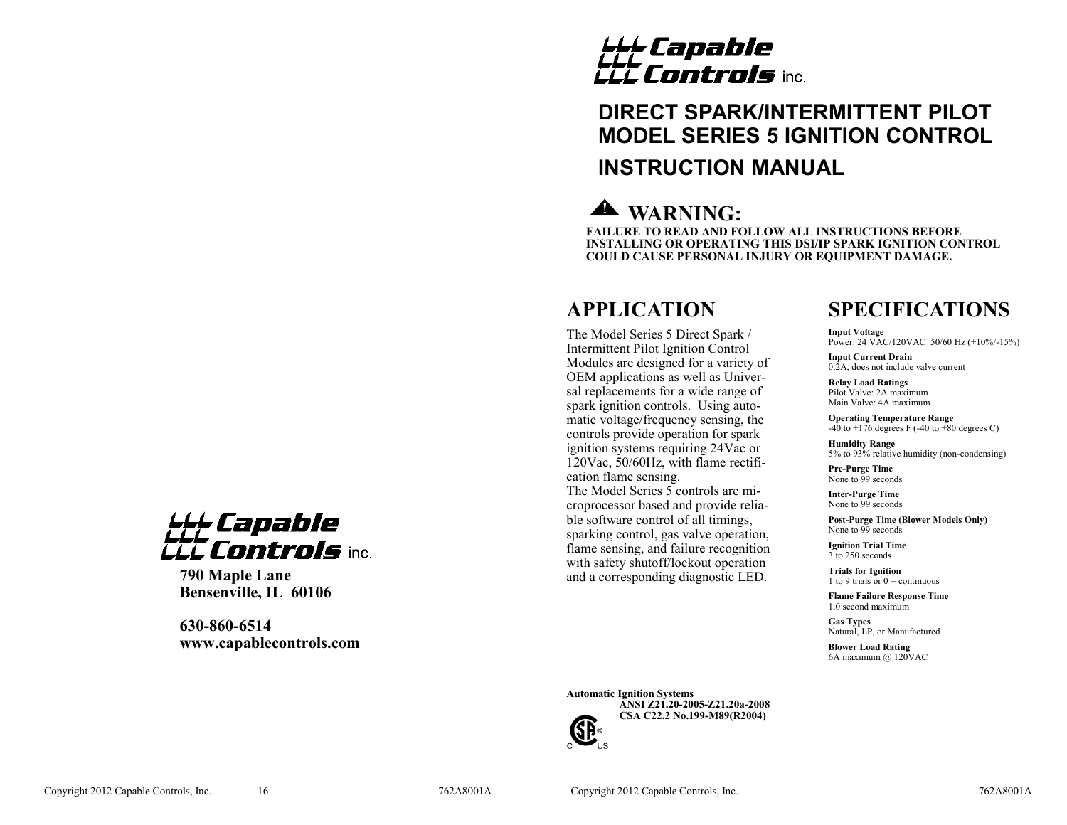Capable Controls inc.

790 Maple Lane
Bensenville, IL 60106

630-860-6514
www.capablecontrols.com

Capable Controls inc.

# DIRECT SPARK/INTERMITTENT PILOT MODEL SERIES 5 IGNITION CONTROL

# INSTRUCTION MANUAL

## WARNING:

**FAILURE TO READ AND FOLLOW ALL INSTRUCTIONS BEFORE INSTALLING OR OPERATING THIS DSI/IP SPARK IGNITION CONTROL COULD CAUSE PERSONAL INJURY OR EQUIPMENT DAMAGE.**

## APPLICATION

The Model Series 5 Direct Spark / Intermittent Pilot Ignition Control Modules are designed for a variety of OEM applications as well as Universal replacements for a wide range of spark ignition controls. Using automatic voltage/frequency sensing, the controls provide operation for spark ignition systems requiring 24Vac or 120Vac, 50/60Hz, with flame rectification flame sensing.

The Model Series 5 controls are microprocessor based and provide reliable software control of all timings, sparking control, gas valve operation, flame sensing, and failure recognition with safety shutoff/lockout operation and a corresponding diagnostic LED.

**Automatic Ignition Systems**
**ANSI Z21.20-2005-Z21.20a-2008**
**CSA C22.2 No.199-M89(R2004)**

## SPECIFICATIONS

**Input Voltage**
Power: 24 VAC/120VAC 50/60 Hz (+10%/-15%)

**Input Current Drain**
0.2A, does not include valve current

**Relay Load Ratings**
Pilot Valve: 2A maximum
Main Valve: 4A maximum

**Operating Temperature Range**
-40 to +176 degrees F (-40 to +80 degrees C)

**Humidity Range**
5% to 93% relative humidity (non-condensing)

**Pre-Purge Time**
None to 99 seconds

**Inter-Purge Time**
None to 99 seconds

**Post-Purge Time (Blower Models Only)**
None to 99 seconds

**Ignition Trial Time**
3 to 250 seconds

**Trials for Ignition**
1 to 9 trials or 0 = continuous

**Flame Failure Response Time**
1.0 second maximum

**Gas Types**
Natural, LP, or Manufactured

**Blower Load Rating**
6A maximum @ 120VAC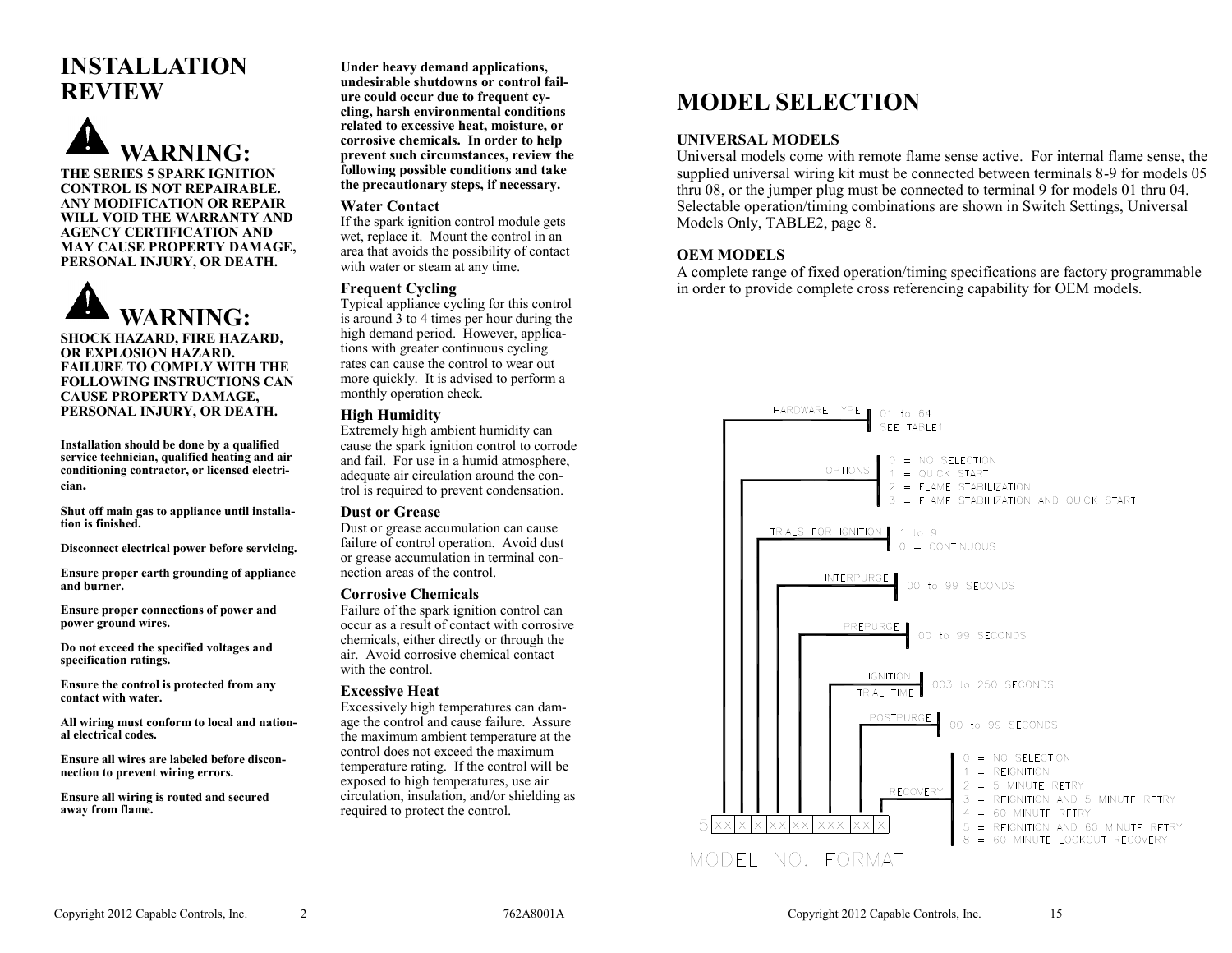## INSTALLATION REVIEW

### ⚠ WARNING:

**THE SERIES 5 SPARK IGNITION CONTROL IS NOT REPAIRABLE. ANY MODIFICATION OR REPAIR WILL VOID THE WARRANTY AND AGENCY CERTIFICATION AND MAY CAUSE PROPERTY DAMAGE, PERSONAL INJURY, OR DEATH.**

### ⚠ WARNING:

**SHOCK HAZARD, FIRE HAZARD, OR EXPLOSION HAZARD. FAILURE TO COMPLY WITH THE FOLLOWING INSTRUCTIONS CAN CAUSE PROPERTY DAMAGE, PERSONAL INJURY, OR DEATH.**

**Installation should be done by a qualified service technician, qualified heating and air conditioning contractor, or licensed electrician.**

**Shut off main gas to appliance until installation is finished.**

**Disconnect electrical power before servicing.**

**Ensure proper earth grounding of appliance and burner.**

**Ensure proper connections of power and power ground wires.**

**Do not exceed the specified voltages and specification ratings.**

**Ensure the control is protected from any contact with water.**

**All wiring must conform to local and national electrical codes.**

**Ensure all wires are labeled before disconnection to prevent wiring errors.**

**Ensure all wiring is routed and secured away from flame.**

**Under heavy demand applications, undesirable shutdowns or control failure could occur due to frequent cycling, harsh environmental conditions related to excessive heat, moisture, or corrosive chemicals. In order to help prevent such circumstances, review the following possible conditions and take the precautionary steps, if necessary.**

**Water Contact**
If the spark ignition control module gets wet, replace it. Mount the control in an area that avoids the possibility of contact with water or steam at any time.

**Frequent Cycling**
Typical appliance cycling for this control is around 3 to 4 times per hour during the high demand period. However, applications with greater continuous cycling rates can cause the control to wear out more quickly. It is advised to perform a monthly operation check.

**High Humidity**
Extremely high ambient humidity can cause the spark ignition control to corrode and fail. For use in a humid atmosphere, adequate air circulation around the control is required to prevent condensation.

**Dust or Grease**
Dust or grease accumulation can cause failure of control operation. Avoid dust or grease accumulation in terminal connection areas of the control.

**Corrosive Chemicals**
Failure of the spark ignition control can occur as a result of contact with corrosive chemicals, either directly or through the air. Avoid corrosive chemical contact with the control.

**Excessive Heat**
Excessively high temperatures can damage the control and cause failure. Assure the maximum ambient temperature at the control does not exceed the maximum temperature rating. If the control will be exposed to high temperatures, use air circulation, insulation, and/or shielding as required to protect the control.

## MODEL SELECTION

**UNIVERSAL MODELS**
Universal models come with remote flame sense active. For internal flame sense, the supplied universal wiring kit must be connected between terminals 8-9 for models 05 thru 08, or the jumper plug must be connected to terminal 9 for models 01 thru 04. Selectable operation/timing combinations are shown in Switch Settings, Universal Models Only, TABLE2, page 8.

**OEM MODELS**
A complete range of fixed operation/timing specifications are factory programmable in order to provide complete cross referencing capability for OEM models.

MODEL NO. FORMAT: 5 | XX | X | X | XX | XX | XXX | XX | X

- HARDWARE TYPE: 01 to 64, SEE TABLE1
- OPTIONS:
  - 0 = NO SELECTION
  - 1 = QUICK START
  - 2 = FLAME STABILIZATION
  - 3 = FLAME STABILIZATION AND QUICK START
- TRIALS FOR IGNITION:
  - 1 to 9
  - 0 = CONTINUOUS
- INTERPURGE: 00 to 99 SECONDS
- PREPURGE: 00 to 99 SECONDS
- IGNITION TRIAL TIME: 003 to 250 SECONDS
- POSTPURGE: 00 to 99 SECONDS
- RECOVERY:
  - 0 = NO SELECTION
  - 1 = REIGNITION
  - 2 = 5 MINUTE RETRY
  - 3 = REIGNITION AND 5 MINUTE RETRY
  - 4 = 60 MINUTE RETRY
  - 5 = REIGNITION AND 60 MINUTE RETRY
  - 8 = 60 MINUTE LOCKOUT RECOVERY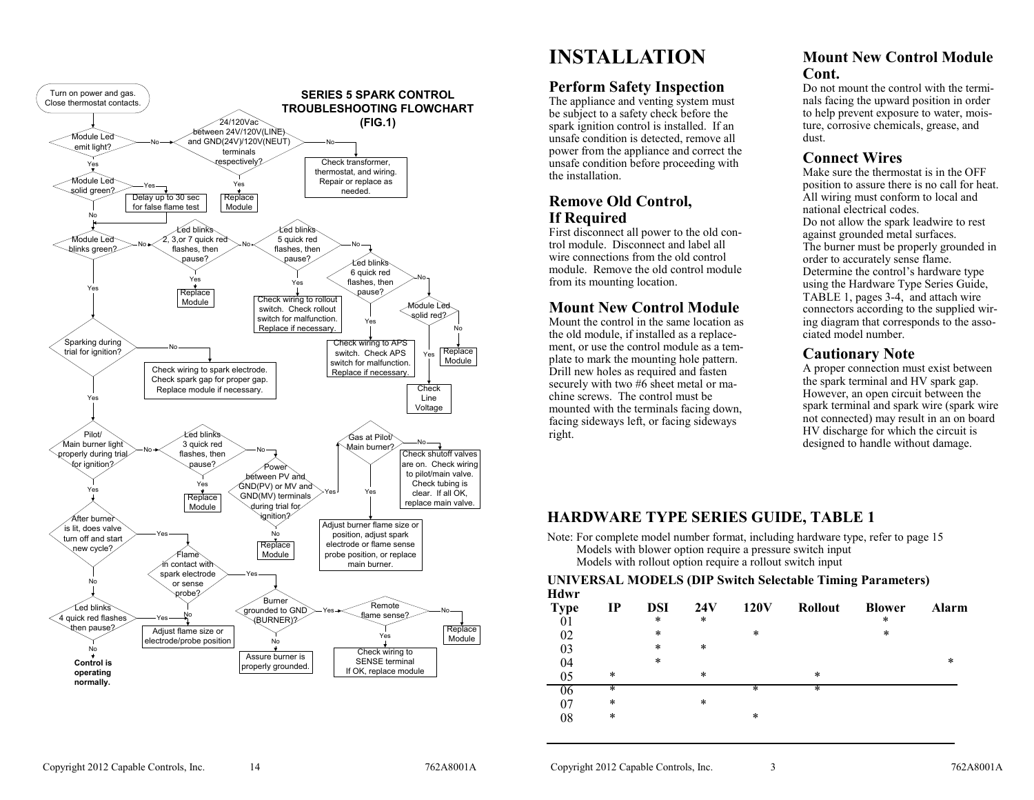## SERIES 5 SPARK CONTROL TROUBLESHOOTING FLOWCHART (FIG.1)

- **Turn on power and gas. Close thermostat contacts.**
- **Module Led emit light?**
  - No → **24/120Vac between 24V/120V(LINE) and GND(24V)/120V(NEUT) terminals respectively?**
    - Yes → Replace Module
    - No → Check transformer, thermostat, and wiring. Repair or replace as needed.
  - Yes → **Module Led solid green?**
    - Yes → Delay up to 30 sec for false flame test → **Module Led blinks green?**
    - No → **Module Led blinks green?**
- **Module Led blinks green?**
  - No → **Led blinks 2, 3, or 7 quick red flashes, then pause?**
    - Yes → Replace Module
    - No → **Led blinks 5 quick red flashes, then pause?**
      - Yes → Check wiring to rollout switch. Check rollout switch for malfunction. Replace if necessary.
      - No → **Led blinks 6 quick red flashes, then pause?**
        - Yes → Check wiring to APS switch. Check APS switch for malfunction. Replace if necessary.
        - No → **Module Led solid red?**
          - Yes → Check Line Voltage
          - No → Replace Module
  - Yes → **Sparking during trial for ignition?**
    - No → Check wiring to spark electrode. Check spark gap for proper gap. Replace module if necessary.
    - Yes → **Pilot/Main burner light properly during trial for ignition?**
      - No → **Led blinks 3 quick red flashes, then pause?**
        - Yes → Replace Module
        - No → **Power between PV and GND(PV) or MV and GND(MV) terminals during trial for ignition?**
          - No → Replace Module
          - Yes → **Gas at Pilot/Main burner?**
            - No → Check shutoff valves are on. Check wiring to pilot/main valve. Check tubing is clear. If all OK, replace main valve.
            - Yes → Adjust burner flame size or position, adjust spark electrode or flame sense probe position, or replace main burner.
      - Yes → **After burner is lit, does valve turn off and start new cycle?**
        - Yes → **Flame in contact with spark electrode or sense probe?**
          - No → Adjust flame size or electrode/probe position
          - Yes → **Burner grounded to GND (BURNER)?**
            - No → Assure burner is properly grounded.
            - Yes → **Remote flame sense?**
              - Yes → Check wiring to SENSE terminal If OK, replace module
              - No → Replace Module
        - No → **Led blinks 4 quick red flashes then pause?**
          - Yes → **Flame in contact with spark electrode or sense probe?**
          - No → **Control is operating normally.**

# INSTALLATION

## Perform Safety Inspection

The appliance and venting system must be subject to a safety check before the spark ignition control is installed. If an unsafe condition is detected, remove all power from the appliance and correct the unsafe condition before proceeding with the installation.

## Remove Old Control, If Required

First disconnect all power to the old control module. Disconnect and label all wire connections from the old control module. Remove the old control module from its mounting location.

## Mount New Control Module

Mount the control in the same location as the old module, if installed as a replacement, or use the control module as a template to mark the mounting hole pattern. Drill new holes as required and fasten securely with two #6 sheet metal or machine screws. The control must be mounted with the terminals facing down, facing sideways left, or facing sideways right.

## Mount New Control Module Cont.

Do not mount the control with the terminals facing the upward position in order to help prevent exposure to water, moisture, corrosive chemicals, grease, and dust.

## Connect Wires

Make sure the thermostat is in the OFF position to assure there is no call for heat. All wiring must conform to local and national electrical codes.
Do not allow the spark leadwire to rest against grounded metal surfaces.
The burner must be properly grounded in order to accurately sense flame.
Determine the control's hardware type using the Hardware Type Series Guide, TABLE 1, pages 3-4, and attach wire connectors according to the supplied wiring diagram that corresponds to the associated model number.

## Cautionary Note

A proper connection must exist between the spark terminal and HV spark gap. However, an open circuit between the spark terminal and spark wire (spark wire not connected) may result in an on board HV discharge for which the circuit is designed to handle without damage.

## HARDWARE TYPE SERIES GUIDE, TABLE 1

Note: For complete model number format, including hardware type, refer to page 15
Models with blower option require a pressure switch input
Models with rollout option require a rollout switch input

**UNIVERSAL MODELS (DIP Switch Selectable Timing Parameters)**

| Hdwr Type | IP | DSI | 24V | 120V | Rollout | Blower | Alarm |
|---|---|---|---|---|---|---|---|
| 01 | | * | * | | | * | |
| 02 | | * | | * | | * | |
| 03 | | * | * | | | | |
| 04 | | * | | | | | * |
| 05 | * | | * | | * | | |
| 06 | * | | | * | * | | |
| 07 | * | | * | | | | |
| 08 | * | | | * | | | |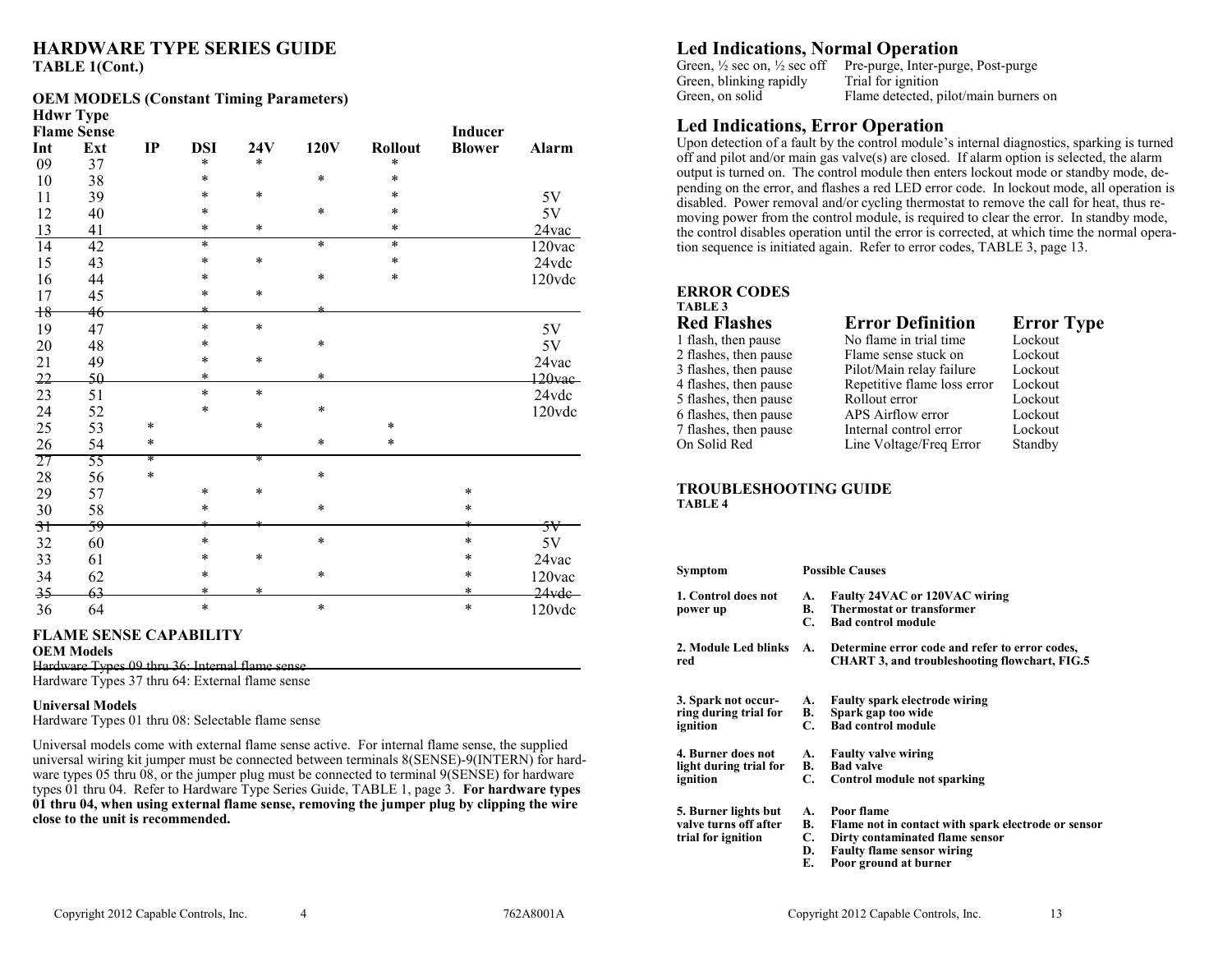## HARDWARE TYPE SERIES GUIDE

**TABLE 1(Cont.)**

**OEM MODELS (Constant Timing Parameters)**

| Hdwr Type Flame Sense Int | Ext | IP | DSI | 24V | 120V | Rollout | Inducer Blower | Alarm |
|---|---|---|---|---|---|---|---|---|
| 09 | 37 | | * | * | | * | | |
| 10 | 38 | | * | | * | * | | |
| 11 | 39 | | * | * | | * | | 5V |
| 12 | 40 | | * | | * | * | | 5V |
| 13 | 41 | | * | * | | * | | 24vac |
| 14 | 42 | | * | | * | * | | 120vac |
| 15 | 43 | | * | * | | * | | 24vdc |
| 16 | 44 | | * | | * | * | | 120vdc |
| 17 | 45 | | * | * | | | | |
| ~~18~~ | ~~46~~ | | ~~*~~ | | ~~*~~ | | | |
| 19 | 47 | | * | * | | | | 5V |
| 20 | 48 | | * | | * | | | 5V |
| 21 | 49 | | * | * | | | | 24vac |
| ~~22~~ | ~~50~~ | | ~~*~~ | | ~~*~~ | | | ~~120vac~~ |
| 23 | 51 | | * | * | | | | 24vdc |
| 24 | 52 | | * | | * | | | 120vdc |
| 25 | 53 | * | | * | | * | | |
| 26 | 54 | * | | | * | * | | |
| 27 | 55 | * | | * | | | | |
| 28 | 56 | * | | | * | | | |
| 29 | 57 | | * | * | | | * | |
| 30 | 58 | | * | | * | | * | |
| ~~31~~ | ~~59~~ | | ~~*~~ | ~~*~~ | | | ~~*~~ | ~~5V~~ |
| 32 | 60 | | * | | * | | * | 5V |
| 33 | 61 | | * | * | | | * | 24vac |
| 34 | 62 | | * | | * | | * | 120vac |
| ~~35~~ | ~~63~~ | | ~~*~~ | ~~*~~ | | | ~~*~~ | ~~24vdc~~ |
| 36 | 64 | | * | | * | | * | 120vdc |

### FLAME SENSE CAPABILITY

**OEM Models**

~~Hardware Types 09 thru 36: Internal flame sense~~
Hardware Types 37 thru 64: External flame sense

**Universal Models**

Hardware Types 01 thru 08: Selectable flame sense

Universal models come with external flame sense active. For internal flame sense, the supplied universal wiring kit jumper must be connected between terminals 8(SENSE)-9(INTERN) for hardware types 05 thru 08, or the jumper plug must be connected to terminal 9(SENSE) for hardware types 01 thru 04. Refer to Hardware Type Series Guide, TABLE 1, page 3. **For hardware types 01 thru 04, when using external flame sense, removing the jumper plug by clipping the wire close to the unit is recommended.**

## Led Indications, Normal Operation

| | |
|---|---|
| Green, ½ sec on, ½ sec off | Pre-purge, Inter-purge, Post-purge |
| Green, blinking rapidly | Trial for ignition |
| Green, on solid | Flame detected, pilot/main burners on |

## Led Indications, Error Operation

Upon detection of a fault by the control module's internal diagnostics, sparking is turned off and pilot and/or main gas valve(s) are closed. If alarm option is selected, the alarm output is turned on. The control module then enters lockout mode or standby mode, depending on the error, and flashes a red LED error code. In lockout mode, all operation is disabled. Power removal and/or cycling thermostat to remove the call for heat, thus removing power from the control module, is required to clear the error. In standby mode, the control disables operation until the error is corrected, at which time the normal operation sequence is initiated again. Refer to error codes, TABLE 3, page 13.

### ERROR CODES

**TABLE 3**

| Red Flashes | Error Definition | Error Type |
|---|---|---|
| 1 flash, then pause | No flame in trial time | Lockout |
| 2 flashes, then pause | Flame sense stuck on | Lockout |
| 3 flashes, then pause | Pilot/Main relay failure | Lockout |
| 4 flashes, then pause | Repetitive flame loss error | Lockout |
| 5 flashes, then pause | Rollout error | Lockout |
| 6 flashes, then pause | APS Airflow error | Lockout |
| 7 flashes, then pause | Internal control error | Lockout |
| On Solid Red | Line Voltage/Freq Error | Standby |

### TROUBLESHOOTING GUIDE

**TABLE 4**

| Symptom | Possible Causes |
|---|---|
| **1. Control does not power up** | **A. Faulty 24VAC or 120VAC wiring**<br>**B. Thermostat or transformer**<br>**C. Bad control module** |
| **2. Module Led blinks red** | **A. Determine error code and refer to error codes, CHART 3, and troubleshooting flowchart, FIG.5** |
| **3. Spark not occurring during trial for ignition** | **A. Faulty spark electrode wiring**<br>**B. Spark gap too wide**<br>**C. Bad control module** |
| **4. Burner does not light during trial for ignition** | **A. Faulty valve wiring**<br>**B. Bad valve**<br>**C. Control module not sparking** |
| **5. Burner lights but valve turns off after trial for ignition** | **A. Poor flame**<br>**B. Flame not in contact with spark electrode or sensor**<br>**C. Dirty contaminated flame sensor**<br>**D. Faulty flame sensor wiring**<br>**E. Poor ground at burner** |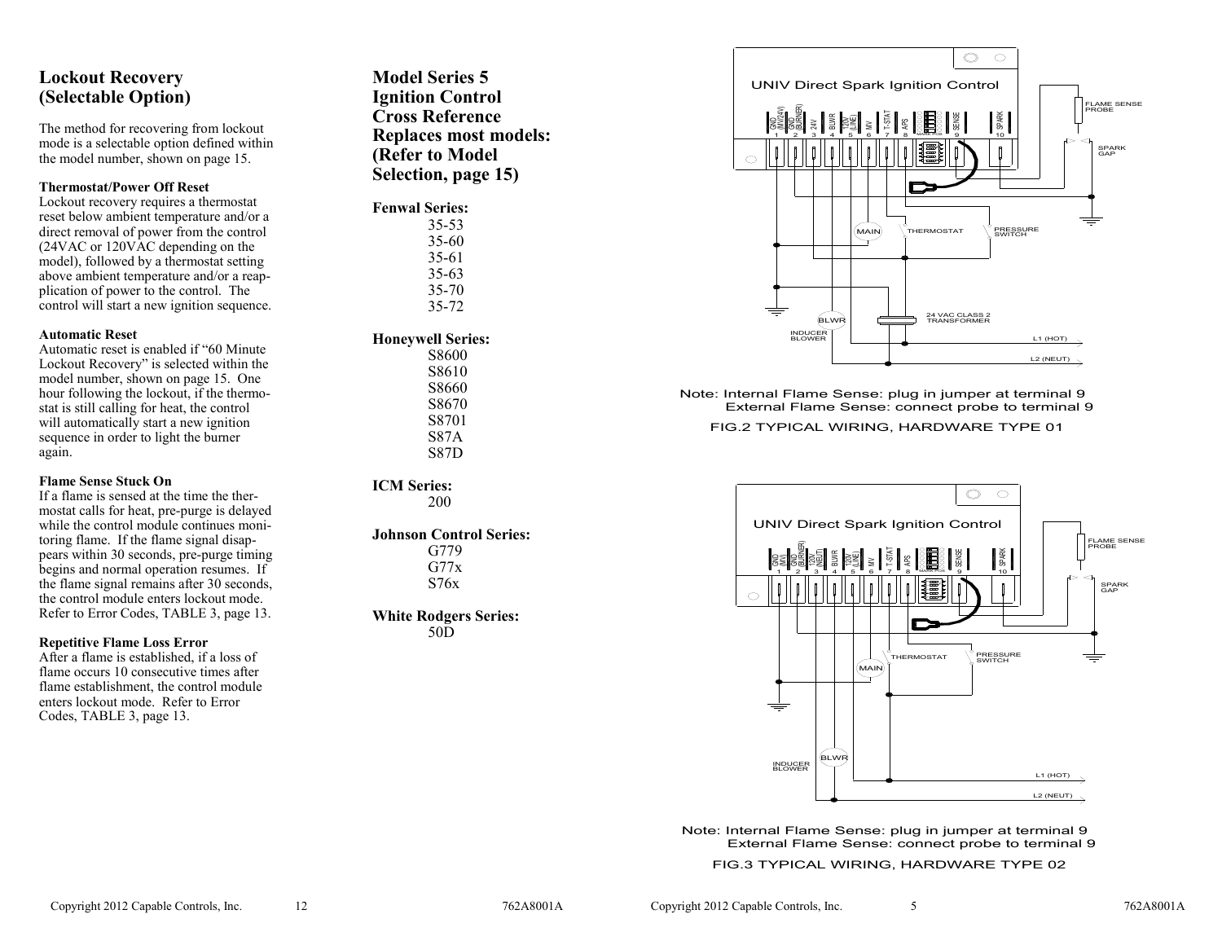# Lockout Recovery (Selectable Option)

The method for recovering from lockout mode is a selectable option defined within the model number, shown on page 15.

**Thermostat/Power Off Reset**
Lockout recovery requires a thermostat reset below ambient temperature and/or a direct removal of power from the control (24VAC or 120VAC depending on the model), followed by a thermostat setting above ambient temperature and/or a reapplication of power to the control. The control will start a new ignition sequence.

**Automatic Reset**
Automatic reset is enabled if "60 Minute Lockout Recovery" is selected within the model number, shown on page 15. One hour following the lockout, if the thermostat is still calling for heat, the control will automatically start a new ignition sequence in order to light the burner again.

**Flame Sense Stuck On**
If a flame is sensed at the time the thermostat calls for heat, pre-purge is delayed while the control module continues monitoring flame. If the flame signal disappears within 30 seconds, pre-purge timing begins and normal operation resumes. If the flame signal remains after 30 seconds, the control module enters lockout mode. Refer to Error Codes, TABLE 3, page 13.

**Repetitive Flame Loss Error**
After a flame is established, if a loss of flame occurs 10 consecutive times after flame establishment, the control module enters lockout mode. Refer to Error Codes, TABLE 3, page 13.

# Model Series 5 Ignition Control Cross Reference Replaces most models: (Refer to Model Selection, page 15)

**Fenwal Series:**
- 35-53
- 35-60
- 35-61
- 35-63
- 35-70
- 35-72

**Honeywell Series:**
- S8600
- S8610
- S8660
- S8670
- S8701
- S87A
- S87D

**ICM Series:**
- 200

**Johnson Control Series:**
- G779
- G77x
- S76x

**White Rodgers Series:**
- 50D

UNIV Direct Spark Ignition Control

1 GND (MV/24V), 2 GND (BURNER), 3 24V, 4 BLWR, 5 120V (LINE), 6 M/V, 7 T-STAT, 8 APS, 9 SENSE, 10 SPARK

FLAME SENSE PROBE, SPARK GAP, MAIN, THERMOSTAT, PRESSURE SWITCH, BLWR, INDUCER BLOWER, 24 VAC CLASS 2 TRANSFORMER, L1 (HOT), L2 (NEUT)

Note: Internal Flame Sense: plug in jumper at terminal 9
External Flame Sense: connect probe to terminal 9

FIG.2 TYPICAL WIRING, HARDWARE TYPE 01

UNIV Direct Spark Ignition Control

1 GND (M/V), 2 GND (BURNER), 3 120V (NEUT), 4 BLWR, 5 120V (LINE), 6 M/V, 7 T-STAT, 8 APS, 9 SENSE, 10 SPARK

FLAME SENSE PROBE, SPARK GAP, MAIN, THERMOSTAT, PRESSURE SWITCH, BLWR, INDUCER BLOWER, L1 (HOT), L2 (NEUT)

Note: Internal Flame Sense: plug in jumper at terminal 9
External Flame Sense: connect probe to terminal 9

FIG.3 TYPICAL WIRING, HARDWARE TYPE 02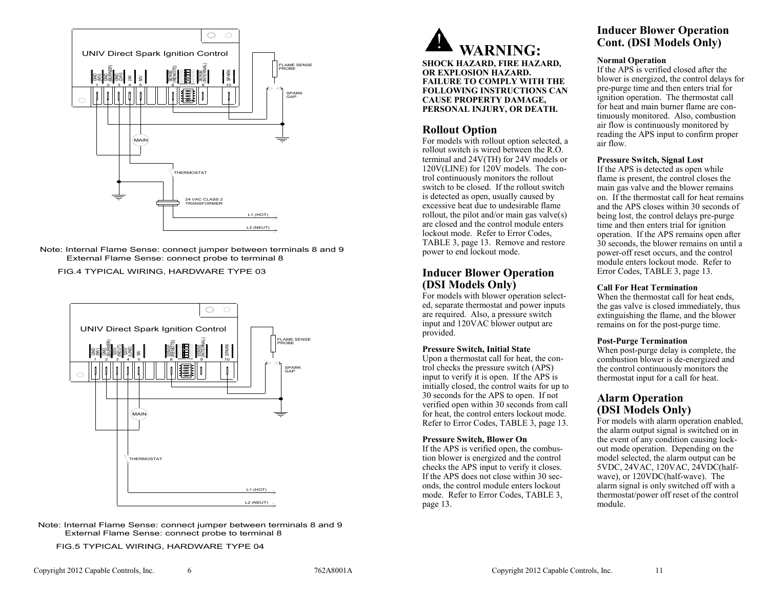UNIV Direct Spark Ignition Control

Note: Internal Flame Sense: connect jumper between terminals 8 and 9
External Flame Sense: connect probe to terminal 8

FIG.4 TYPICAL WIRING, HARDWARE TYPE 03

UNIV Direct Spark Ignition Control

Note: Internal Flame Sense: connect jumper between terminals 8 and 9
External Flame Sense: connect probe to terminal 8

FIG.5 TYPICAL WIRING, HARDWARE TYPE 04

# WARNING:

**SHOCK HAZARD, FIRE HAZARD, OR EXPLOSION HAZARD. FAILURE TO COMPLY WITH THE FOLLOWING INSTRUCTIONS CAN CAUSE PROPERTY DAMAGE, PERSONAL INJURY, OR DEATH.**

## Rollout Option

For models with rollout option selected, a rollout switch is wired between the R.O. terminal and 24V(TH) for 24V models or 120V(LINE) for 120V models. The control continuously monitors the rollout switch to be closed. If the rollout switch is detected as open, usually caused by excessive heat due to undesirable flame rollout, the pilot and/or main gas valve(s) are closed and the control module enters lockout mode. Refer to Error Codes, TABLE 3, page 13. Remove and restore power to end lockout mode.

## Inducer Blower Operation (DSI Models Only)

For models with blower operation selected, separate thermostat and power inputs are required. Also, a pressure switch input and 120VAC blower output are provided.

### Pressure Switch, Initial State

Upon a thermostat call for heat, the control checks the pressure switch (APS) input to verify it is open. If the APS is initially closed, the control waits for up to 30 seconds for the APS to open. If not verified open within 30 seconds from call for heat, the control enters lockout mode. Refer to Error Codes, TABLE 3, page 13.

### Pressure Switch, Blower On

If the APS is verified open, the combustion blower is energized and the control checks the APS input to verify it closes. If the APS does not close within 30 seconds, the control module enters lockout mode. Refer to Error Codes, TABLE 3, page 13.

## Inducer Blower Operation Cont. (DSI Models Only)

### Normal Operation

If the APS is verified closed after the blower is energized, the control delays for pre-purge time and then enters trial for ignition operation. The thermostat call for heat and main burner flame are continuously monitored. Also, combustion air flow is continuously monitored by reading the APS input to confirm proper air flow.

### Pressure Switch, Signal Lost

If the APS is detected as open while flame is present, the control closes the main gas valve and the blower remains on. If the thermostat call for heat remains and the APS closes within 30 seconds of being lost, the control delays pre-purge time and then enters trial for ignition operation. If the APS remains open after 30 seconds, the blower remains on until a power-off reset occurs, and the control module enters lockout mode. Refer to Error Codes, TABLE 3, page 13.

### Call For Heat Termination

When the thermostat call for heat ends, the gas valve is closed immediately, thus extinguishing the flame, and the blower remains on for the post-purge time.

### Post-Purge Termination

When post-purge delay is complete, the combustion blower is de-energized and the control continuously monitors the thermostat input for a call for heat.

## Alarm Operation (DSI Models Only)

For models with alarm operation enabled, the alarm output signal is switched on in the event of any condition causing lockout mode operation. Depending on the model selected, the alarm output can be 5VDC, 24VAC, 120VAC, 24VDC(half-wave), or 120VDC(half-wave). The alarm signal is only switched off with a thermostat/power off reset of the control module.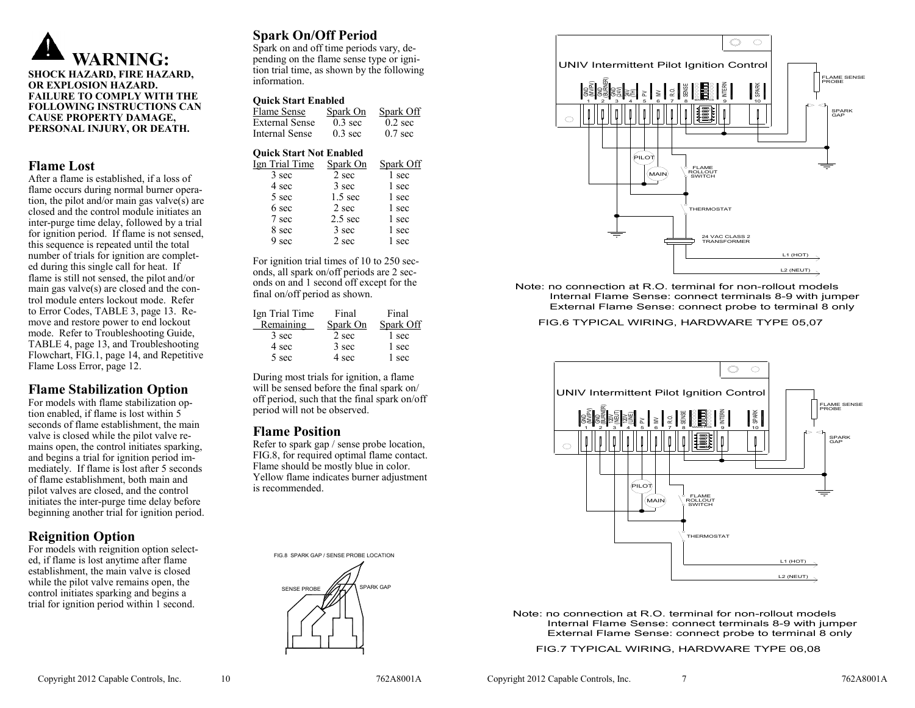# ⚠ WARNING:

**SHOCK HAZARD, FIRE HAZARD, OR EXPLOSION HAZARD. FAILURE TO COMPLY WITH THE FOLLOWING INSTRUCTIONS CAN CAUSE PROPERTY DAMAGE, PERSONAL INJURY, OR DEATH.**

## Flame Lost

After a flame is established, if a loss of flame occurs during normal burner operation, the pilot and/or main gas valve(s) are closed and the control module initiates an inter-purge time delay, followed by a trial for ignition period. If flame is not sensed, this sequence is repeated until the total number of trials for ignition are completed during this single call for heat. If flame is still not sensed, the pilot and/or main gas valve(s) are closed and the control module enters lockout mode. Refer to Error Codes, TABLE 3, page 13. Remove and restore power to end lockout mode. Refer to Troubleshooting Guide, TABLE 4, page 13, and Troubleshooting Flowchart, FIG.1, page 14, and Repetitive Flame Loss Error, page 12.

## Flame Stabilization Option

For models with flame stabilization option enabled, if flame is lost within 5 seconds of flame establishment, the main valve is closed while the pilot valve remains open, the control initiates sparking, and begins a trial for ignition period immediately. If flame is lost after 5 seconds of flame establishment, both main and pilot valves are closed, and the control initiates the inter-purge time delay before beginning another trial for ignition period.

## Reignition Option

For models with reignition option selected, if flame is lost anytime after flame establishment, the main valve is closed while the pilot valve remains open, the control initiates sparking and begins a trial for ignition period within 1 second.

## Spark On/Off Period

Spark on and off time periods vary, depending on the flame sense type or ignition trial time, as shown by the following information.

**Quick Start Enabled**

| Flame Sense | Spark On | Spark Off |
|---|---|---|
| External Sense | 0.3 sec | 0.2 sec |
| Internal Sense | 0.3 sec | 0.7 sec |

**Quick Start Not Enabled**

| Ign Trial Time | Spark On | Spark Off |
|---|---|---|
| 3 sec | 2 sec | 1 sec |
| 4 sec | 3 sec | 1 sec |
| 5 sec | 1.5 sec | 1 sec |
| 6 sec | 2 sec | 1 sec |
| 7 sec | 2.5 sec | 1 sec |
| 8 sec | 3 sec | 1 sec |
| 9 sec | 2 sec | 1 sec |

For ignition trial times of 10 to 250 seconds, all spark on/off periods are 2 seconds on and 1 second off except for the final on/off period as shown.

| Ign Trial Time Remaining | Final Spark On | Final Spark Off |
|---|---|---|
| 3 sec | 2 sec | 1 sec |
| 4 sec | 3 sec | 1 sec |
| 5 sec | 4 sec | 1 sec |

During most trials for ignition, a flame will be sensed before the final spark on/off period, such that the final spark on/off period will not be observed.

## Flame Position

Refer to spark gap / sense probe location, FIG.8, for required optimal flame contact. Flame should be mostly blue in color. Yellow flame indicates burner adjustment is recommended.

FIG.8 SPARK GAP / SENSE PROBE LOCATION

SENSE PROBE | SPARK GAP

UNIV Intermittent Pilot Ignition Control

1 GND (M.V/P.V) | 2 GND (BURNER) | 3 GND (24V) | 4 24V (TH) | 5 PV | 6 M/V | 7 R.O. | 8 SENSE | 9 INTERN | 10 SPARK

FLAME SENSE PROBE | SPARK GAP | PILOT | MAIN | FLAME ROLLOUT SWITCH | THERMOSTAT | 24 VAC CLASS 2 TRANSFORMER | L1 (HOT) | L2 (NEUT)

Note: no connection at R.O. terminal for non-rollout models
Internal Flame Sense: connect terminals 8-9 with jumper
External Flame Sense: connect probe to terminal 8 only

FIG.6 TYPICAL WIRING, HARDWARE TYPE 05,07

UNIV Intermittent Pilot Ignition Control

1 GND (M.V/P.V) | 2 GND (BURNER) | 3 120V (NEUT) | 4 120V (LINE) | 5 PV | 6 M/V | 7 R.O. | 8 SENSE | 9 INTERN | 10 SPARK

FLAME SENSE PROBE | SPARK GAP | PILOT | MAIN | FLAME ROLLOUT SWITCH | THERMOSTAT | L1 (HOT) | L2 (NEUT)

Note: no connection at R.O. terminal for non-rollout models
Internal Flame Sense: connect terminals 8-9 with jumper
External Flame Sense: connect probe to terminal 8 only

FIG.7 TYPICAL WIRING, HARDWARE TYPE 06,08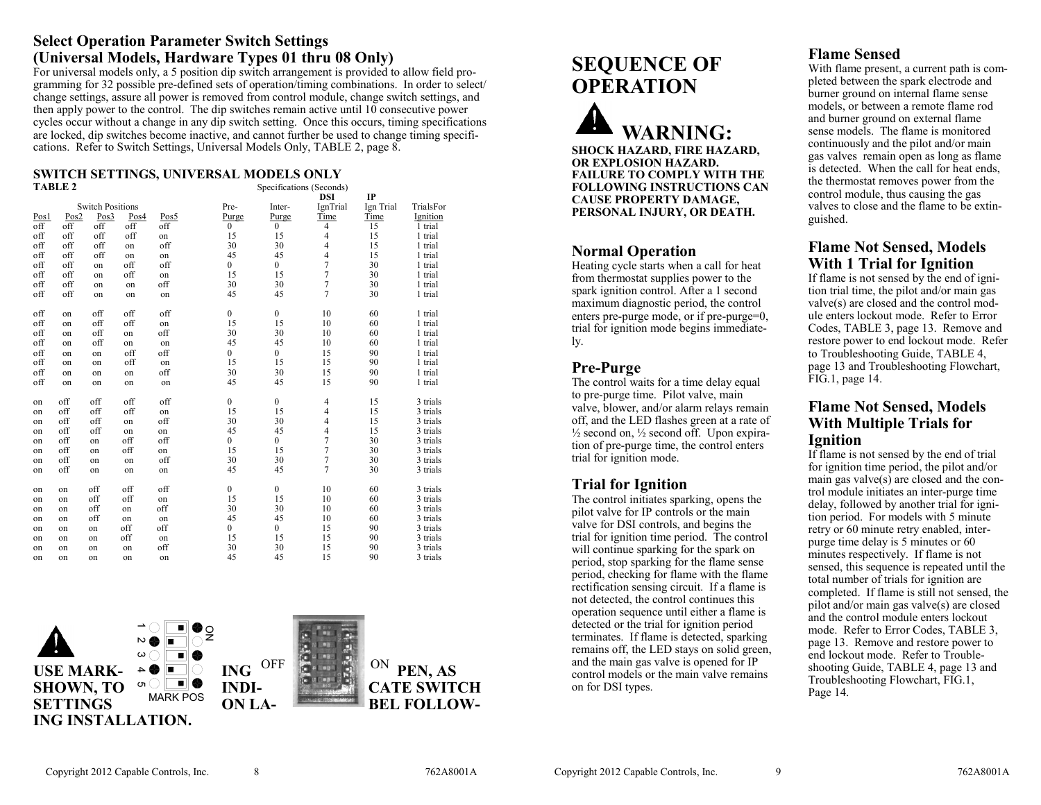## Select Operation Parameter Switch Settings (Universal Models, Hardware Types 01 thru 08 Only)

For universal models only, a 5 position dip switch arrangement is provided to allow field programming for 32 possible pre-defined sets of operation/timing combinations. In order to select/change settings, assure all power is removed from control module, change switch settings, and then apply power to the control. The dip switches remain active until 10 consecutive power cycles occur without a change in any dip switch setting. Once this occurs, timing specifications are locked, dip switches become inactive, and cannot further be used to change timing specifications. Refer to Switch Settings, Universal Models Only, TABLE 2, page 8.

### SWITCH SETTINGS, UNIVERSAL MODELS ONLY

**TABLE 2**

| Switch Positions | | | | | Specifications (Seconds) | | | | |
|---|---|---|---|---|---|---|---|---|---|
| Pos1 | Pos2 | Pos3 | Pos4 | Pos5 | Pre-Purge | Inter-Purge | DSI IgnTrial Time | IP Ign Trial Time | TrialsFor Ignition |
| off | off | off | off | off | 0 | 0 | 4 | 15 | 1 trial |
| off | off | off | off | on | 15 | 15 | 4 | 15 | 1 trial |
| off | off | off | on | off | 30 | 30 | 4 | 15 | 1 trial |
| off | off | off | on | on | 45 | 45 | 4 | 15 | 1 trial |
| off | off | on | off | off | 0 | 0 | 7 | 30 | 1 trial |
| off | off | on | off | on | 15 | 15 | 7 | 30 | 1 trial |
| off | off | on | on | off | 30 | 30 | 7 | 30 | 1 trial |
| off | off | on | on | on | 45 | 45 | 7 | 30 | 1 trial |
| off | on | off | off | off | 0 | 0 | 10 | 60 | 1 trial |
| off | on | off | off | on | 15 | 15 | 10 | 60 | 1 trial |
| off | on | off | on | off | 30 | 30 | 10 | 60 | 1 trial |
| off | on | off | on | on | 45 | 45 | 10 | 60 | 1 trial |
| off | on | on | off | off | 0 | 0 | 15 | 90 | 1 trial |
| off | on | on | off | on | 15 | 15 | 15 | 90 | 1 trial |
| off | on | on | on | off | 30 | 30 | 15 | 90 | 1 trial |
| off | on | on | on | on | 45 | 45 | 15 | 90 | 1 trial |
| on | off | off | off | off | 0 | 0 | 4 | 15 | 3 trials |
| on | off | off | off | on | 15 | 15 | 4 | 15 | 3 trials |
| on | off | off | on | off | 30 | 30 | 4 | 15 | 3 trials |
| on | off | off | on | on | 45 | 45 | 4 | 15 | 3 trials |
| on | off | on | off | off | 0 | 0 | 7 | 30 | 3 trials |
| on | off | on | off | on | 15 | 15 | 7 | 30 | 3 trials |
| on | off | on | on | off | 30 | 30 | 7 | 30 | 3 trials |
| on | off | on | on | on | 45 | 45 | 7 | 30 | 3 trials |
| on | on | off | off | off | 0 | 0 | 10 | 60 | 3 trials |
| on | on | off | off | on | 15 | 15 | 10 | 60 | 3 trials |
| on | on | off | on | off | 30 | 30 | 10 | 60 | 3 trials |
| on | on | off | on | on | 45 | 45 | 10 | 60 | 3 trials |
| on | on | on | off | off | 0 | 0 | 15 | 90 | 3 trials |
| on | on | on | off | on | 15 | 15 | 15 | 90 | 3 trials |
| on | on | on | on | off | 30 | 30 | 15 | 90 | 3 trials |
| on | on | on | on | on | 45 | 45 | 15 | 90 | 3 trials |

USE MARKING PEN, AS SHOWN, TO INDICATE SWITCH SETTINGS ON LABEL FOLLOWING INSTALLATION.

1 2 3 4 5 ON MARK POS OFF ON

# SEQUENCE OF OPERATION

**WARNING:**

**SHOCK HAZARD, FIRE HAZARD, OR EXPLOSION HAZARD. FAILURE TO COMPLY WITH THE FOLLOWING INSTRUCTIONS CAN CAUSE PROPERTY DAMAGE, PERSONAL INJURY, OR DEATH.**

## Normal Operation

Heating cycle starts when a call for heat from thermostat supplies power to the spark ignition control. After a 1 second maximum diagnostic period, the control enters pre-purge mode, or if pre-purge=0, trial for ignition mode begins immediately.

## Pre-Purge

The control waits for a time delay equal to pre-purge time. Pilot valve, main valve, blower, and/or alarm relays remain off, and the LED flashes green at a rate of ½ second on, ½ second off. Upon expiration of pre-purge time, the control enters trial for ignition mode.

## Trial for Ignition

The control initiates sparking, opens the pilot valve for IP controls or the main valve for DSI controls, and begins the trial for ignition time period. The control will continue sparking for the spark on period, stop sparking for the flame sense period, checking for flame with the flame rectification sensing circuit. If a flame is not detected, the control continues this operation sequence until either a flame is detected or the trial for ignition period terminates. If flame is detected, sparking remains off, the LED stays on solid green, and the main gas valve is opened for IP control models or the main valve remains on for DSI types.

## Flame Sensed

With flame present, a current path is completed between the spark electrode and burner ground on internal flame sense models, or between a remote flame rod and burner ground on external flame sense models. The flame is monitored continuously and the pilot and/or main gas valves remain open as long as flame is detected. When the call for heat ends, the thermostat removes power from the control module, thus causing the gas valves to close and the flame to be extinguished.

## Flame Not Sensed, Models With 1 Trial for Ignition

If flame is not sensed by the end of ignition trial time, the pilot and/or main gas valve(s) are closed and the control module enters lockout mode. Refer to Error Codes, TABLE 3, page 13. Remove and restore power to end lockout mode. Refer to Troubleshooting Guide, TABLE 4, page 13 and Troubleshooting Flowchart, FIG.1, page 14.

## Flame Not Sensed, Models With Multiple Trials for Ignition

If flame is not sensed by the end of trial for ignition time period, the pilot and/or main gas valve(s) are closed and the control module initiates an inter-purge time delay, followed by another trial for ignition period. For models with 5 minute retry or 60 minute retry enabled, inter-purge time delay is 5 minutes or 60 minutes respectively. If flame is not sensed, this sequence is repeated until the total number of trials for ignition are completed. If flame is still not sensed, the pilot and/or main gas valve(s) are closed and the control module enters lockout mode. Refer to Error Codes, TABLE 3, page 13. Remove and restore power to end lockout mode. Refer to Troubleshooting Guide, TABLE 4, page 13 and Troubleshooting Flowchart, FIG.1, Page 14.